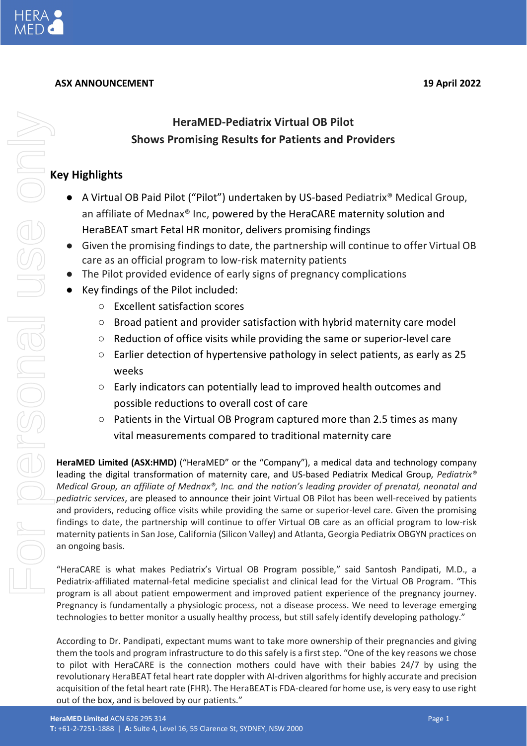**ASX ANNOUNCEMENT** **19 April 2022**

# HeraMED-Pediatrix Virtual OB Pilot Shows Promising Results for Patients and Providers

## Key Highlights

- A Virtual OB Paid Pilot ("Pilot") undertaken by US-based Pediatrix® Medical Group, an affiliate of Mednax® Inc, powered by the HeraCARE maternity solution and HeraBEAT smart Fetal HR monitor, delivers promising findings
- Given the promising findings to date, the partnership will continue to offer Virtual OB care as an official program to low-risk maternity patients
- The Pilot provided evidence of early signs of pregnancy complications
- Key findings of the Pilot included:
  - Excellent satisfaction scores
  - Broad patient and provider satisfaction with hybrid maternity care model
  - Reduction of office visits while providing the same or superior-level care
  - Earlier detection of hypertensive pathology in select patients, as early as 25 weeks
  - Early indicators can potentially lead to improved health outcomes and possible reductions to overall cost of care
  - Patients in the Virtual OB Program captured more than 2.5 times as many vital measurements compared to traditional maternity care

**HeraMED Limited (ASX:HMD)** ("HeraMED" or the "Company"), a medical data and technology company leading the digital transformation of maternity care, and US-based Pediatrix Medical Group, *Pediatrix® Medical Group, an affiliate of Mednax®, Inc. and the nation's leading provider of prenatal, neonatal and pediatric services*, are pleased to announce their joint Virtual OB Pilot has been well-received by patients and providers, reducing office visits while providing the same or superior-level care. Given the promising findings to date, the partnership will continue to offer Virtual OB care as an official program to low-risk maternity patients in San Jose, California (Silicon Valley) and Atlanta, Georgia Pediatrix OBGYN practices on an ongoing basis.

"HeraCARE is what makes Pediatrix's Virtual OB Program possible," said Santosh Pandipati, M.D., a Pediatrix-affiliated maternal-fetal medicine specialist and clinical lead for the Virtual OB Program. "This program is all about patient empowerment and improved patient experience of the pregnancy journey. Pregnancy is fundamentally a physiologic process, not a disease process. We need to leverage emerging technologies to better monitor a usually healthy process, but still safely identify developing pathology."

According to Dr. Pandipati, expectant mums want to take more ownership of their pregnancies and giving them the tools and program infrastructure to do this safely is a first step. "One of the key reasons we chose to pilot with HeraCARE is the connection mothers could have with their babies 24/7 by using the revolutionary HeraBEAT fetal heart rate doppler with AI-driven algorithms for highly accurate and precision acquisition of the fetal heart rate (FHR). The HeraBEAT is FDA-cleared for home use, is very easy to use right out of the box, and is beloved by our patients."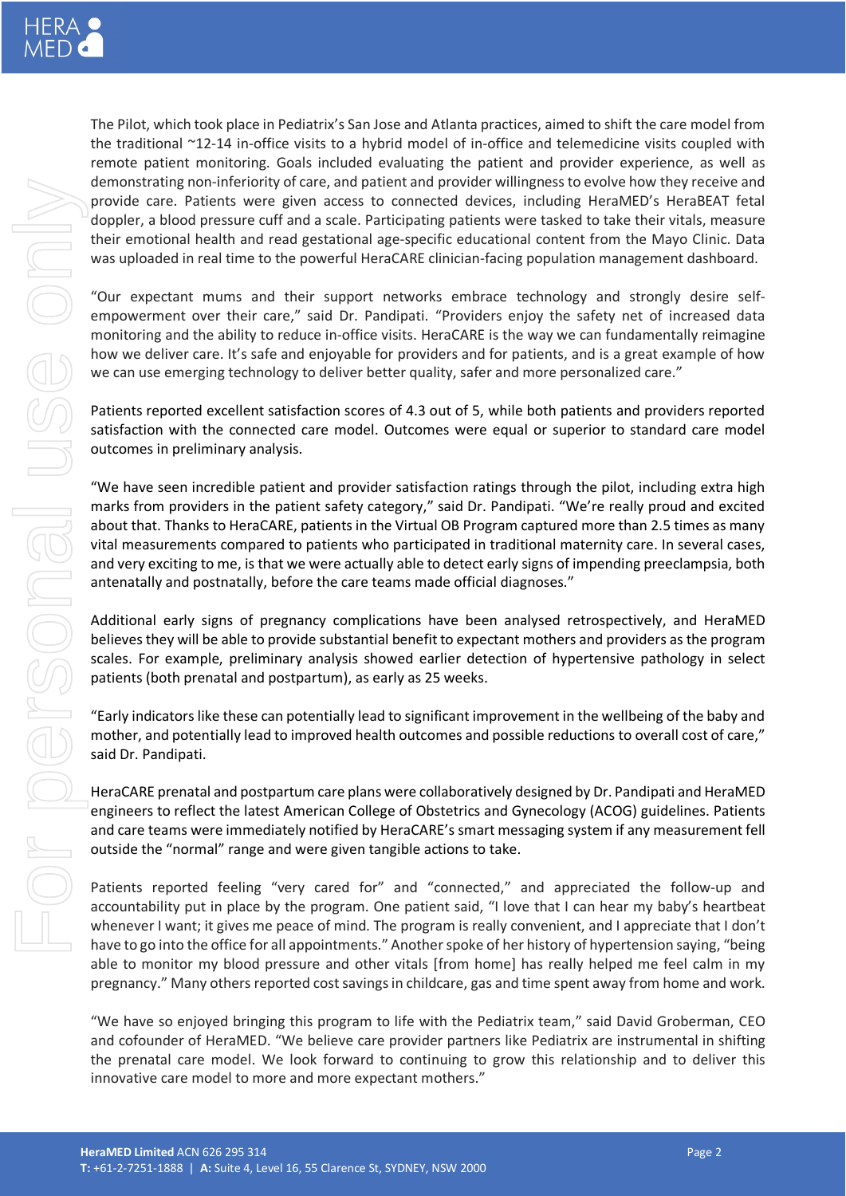The Pilot, which took place in Pediatrix's San Jose and Atlanta practices, aimed to shift the care model from the traditional ~12-14 in-office visits to a hybrid model of in-office and telemedicine visits coupled with remote patient monitoring. Goals included evaluating the patient and provider experience, as well as demonstrating non-inferiority of care, and patient and provider willingness to evolve how they receive and provide care. Patients were given access to connected devices, including HeraMED's HeraBEAT fetal doppler, a blood pressure cuff and a scale. Participating patients were tasked to take their vitals, measure their emotional health and read gestational age-specific educational content from the Mayo Clinic. Data was uploaded in real time to the powerful HeraCARE clinician-facing population management dashboard.

"Our expectant mums and their support networks embrace technology and strongly desire self-empowerment over their care," said Dr. Pandipati. "Providers enjoy the safety net of increased data monitoring and the ability to reduce in-office visits. HeraCARE is the way we can fundamentally reimagine how we deliver care. It's safe and enjoyable for providers and for patients, and is a great example of how we can use emerging technology to deliver better quality, safer and more personalized care."

Patients reported excellent satisfaction scores of 4.3 out of 5, while both patients and providers reported satisfaction with the connected care model. Outcomes were equal or superior to standard care model outcomes in preliminary analysis.

"We have seen incredible patient and provider satisfaction ratings through the pilot, including extra high marks from providers in the patient safety category," said Dr. Pandipati. "We're really proud and excited about that. Thanks to HeraCARE, patients in the Virtual OB Program captured more than 2.5 times as many vital measurements compared to patients who participated in traditional maternity care. In several cases, and very exciting to me, is that we were actually able to detect early signs of impending preeclampsia, both antenatally and postnatally, before the care teams made official diagnoses."

Additional early signs of pregnancy complications have been analysed retrospectively, and HeraMED believes they will be able to provide substantial benefit to expectant mothers and providers as the program scales. For example, preliminary analysis showed earlier detection of hypertensive pathology in select patients (both prenatal and postpartum), as early as 25 weeks.

"Early indicators like these can potentially lead to significant improvement in the wellbeing of the baby and mother, and potentially lead to improved health outcomes and possible reductions to overall cost of care," said Dr. Pandipati.

HeraCARE prenatal and postpartum care plans were collaboratively designed by Dr. Pandipati and HeraMED engineers to reflect the latest American College of Obstetrics and Gynecology (ACOG) guidelines. Patients and care teams were immediately notified by HeraCARE's smart messaging system if any measurement fell outside the "normal" range and were given tangible actions to take.

Patients reported feeling "very cared for" and "connected," and appreciated the follow-up and accountability put in place by the program. One patient said, "I love that I can hear my baby's heartbeat whenever I want; it gives me peace of mind. The program is really convenient, and I appreciate that I don't have to go into the office for all appointments." Another spoke of her history of hypertension saying, "being able to monitor my blood pressure and other vitals [from home] has really helped me feel calm in my pregnancy." Many others reported cost savings in childcare, gas and time spent away from home and work.

"We have so enjoyed bringing this program to life with the Pediatrix team," said David Groberman, CEO and cofounder of HeraMED. "We believe care provider partners like Pediatrix are instrumental in shifting the prenatal care model. We look forward to continuing to grow this relationship and to deliver this innovative care model to more and more expectant mothers."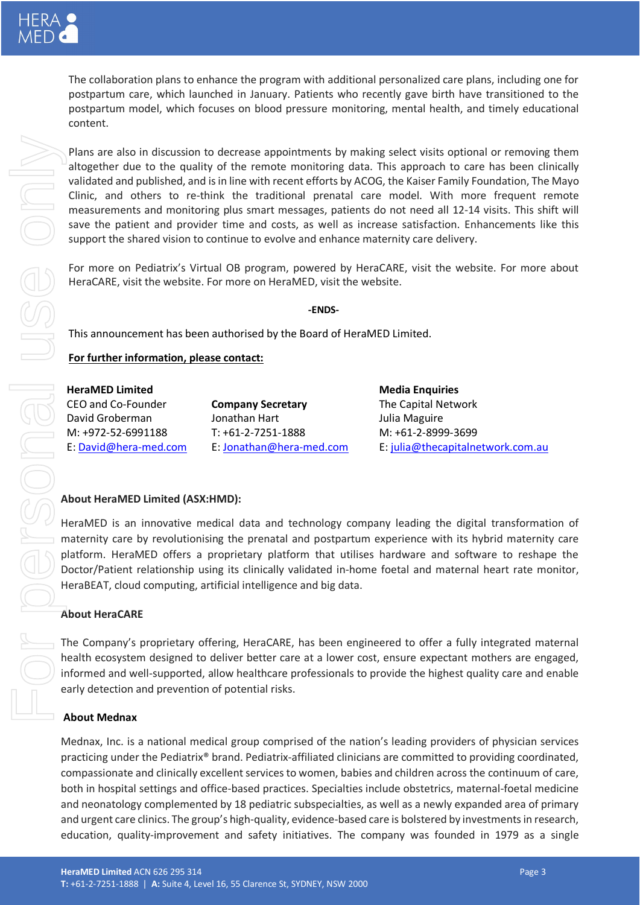The collaboration plans to enhance the program with additional personalized care plans, including one for postpartum care, which launched in January. Patients who recently gave birth have transitioned to the postpartum model, which focuses on blood pressure monitoring, mental health, and timely educational content.

Plans are also in discussion to decrease appointments by making select visits optional or removing them altogether due to the quality of the remote monitoring data. This approach to care has been clinically validated and published, and is in line with recent efforts by ACOG, the Kaiser Family Foundation, The Mayo Clinic, and others to re-think the traditional prenatal care model. With more frequent remote measurements and monitoring plus smart messages, patients do not need all 12-14 visits. This shift will save the patient and provider time and costs, as well as increase satisfaction. Enhancements like this support the shared vision to continue to evolve and enhance maternity care delivery.

For more on Pediatrix's Virtual OB program, powered by HeraCARE, visit the website. For more about HeraCARE, visit the website. For more on HeraMED, visit the website.

**-ENDS-**

This announcement has been authorised by the Board of HeraMED Limited.

**For further information, please contact:**

**HeraMED Limited**
CEO and Co-Founder
David Groberman
M: +972-52-6991188
E: David@hera-med.com

**Company Secretary**
Jonathan Hart
T: +61-2-7251-1888
E: Jonathan@hera-med.com

**Media Enquiries**
The Capital Network
Julia Maguire
M: +61-2-8999-3699
E: julia@thecapitalnetwork.com.au

**About HeraMED Limited (ASX:HMD):**

HeraMED is an innovative medical data and technology company leading the digital transformation of maternity care by revolutionising the prenatal and postpartum experience with its hybrid maternity care platform. HeraMED offers a proprietary platform that utilises hardware and software to reshape the Doctor/Patient relationship using its clinically validated in-home foetal and maternal heart rate monitor, HeraBEAT, cloud computing, artificial intelligence and big data.

**About HeraCARE**

The Company's proprietary offering, HeraCARE, has been engineered to offer a fully integrated maternal health ecosystem designed to deliver better care at a lower cost, ensure expectant mothers are engaged, informed and well-supported, allow healthcare professionals to provide the highest quality care and enable early detection and prevention of potential risks.

**About Mednax**

Mednax, Inc. is a national medical group comprised of the nation's leading providers of physician services practicing under the Pediatrix® brand. Pediatrix-affiliated clinicians are committed to providing coordinated, compassionate and clinically excellent services to women, babies and children across the continuum of care, both in hospital settings and office-based practices. Specialties include obstetrics, maternal-foetal medicine and neonatology complemented by 18 pediatric subspecialties, as well as a newly expanded area of primary and urgent care clinics. The group's high-quality, evidence-based care is bolstered by investments in research, education, quality-improvement and safety initiatives. The company was founded in 1979 as a single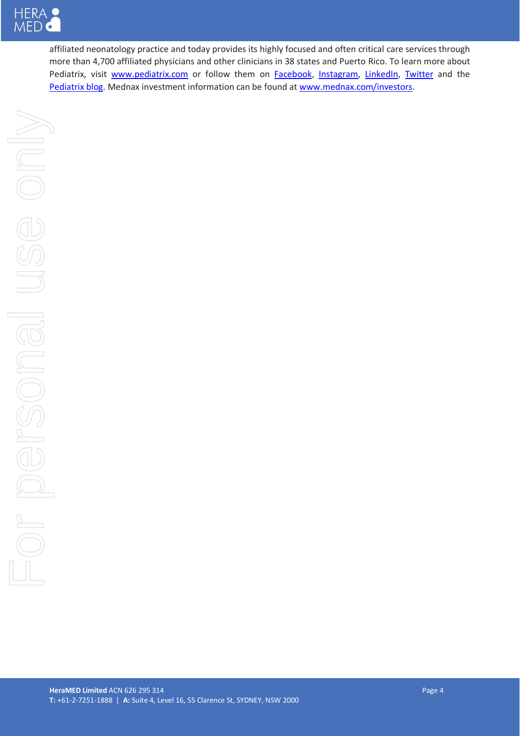affiliated neonatology practice and today provides its highly focused and often critical care services through more than 4,700 affiliated physicians and other clinicians in 38 states and Puerto Rico. To learn more about Pediatrix, visit www.pediatrix.com or follow them on Facebook, Instagram, LinkedIn, Twitter and the Pediatrix blog. Mednax investment information can be found at www.mednax.com/investors.